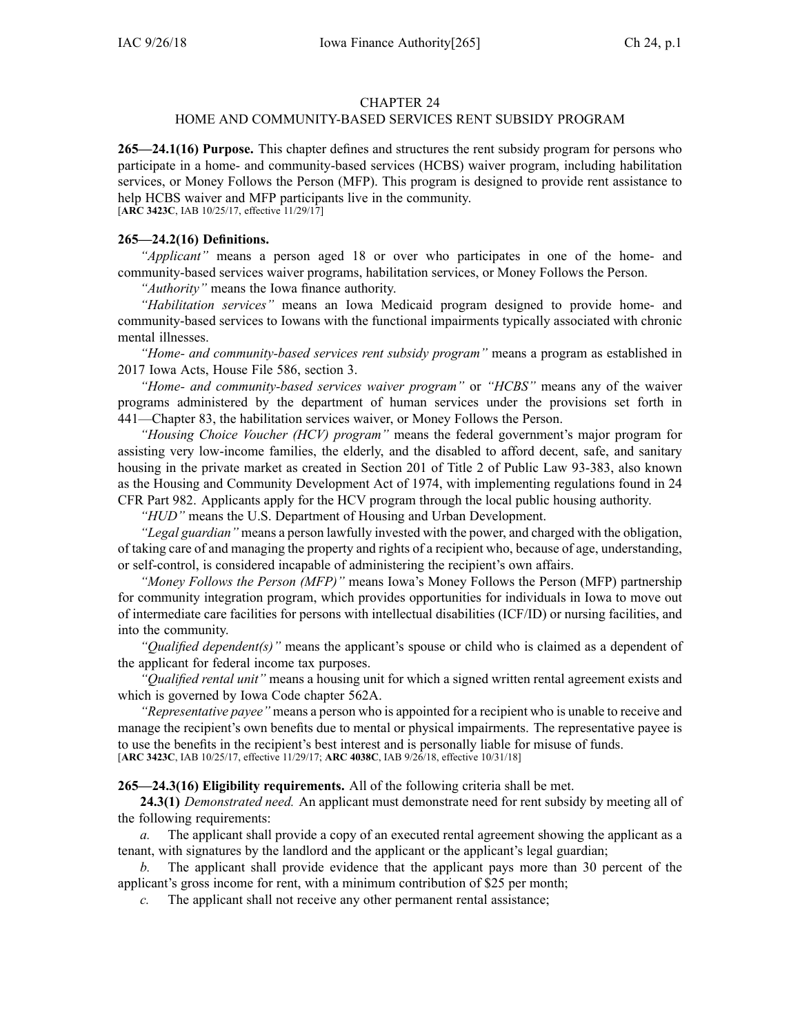# CHAPTER 24
## HOME AND COMMUNITY-BASED SERVICES RENT SUBSIDY PROGRAM

**265—24.1(16) Purpose.** This chapter defines and structures the rent subsidy program for persons who participate in a home- and community-based services (HCBS) waiver program, including habilitation services, or Money Follows the Person (MFP). This program is designed to provide rent assistance to help HCBS waiver and MFP participants live in the community.
[**ARC 3423C**, IAB 10/25/17, effective 11/29/17]

**265—24.2(16) Definitions.**

*"Applicant"* means a person aged 18 or over who participates in one of the home- and community-based services waiver programs, habilitation services, or Money Follows the Person.

*"Authority"* means the Iowa finance authority.

*"Habilitation services"* means an Iowa Medicaid program designed to provide home- and community-based services to Iowans with the functional impairments typically associated with chronic mental illnesses.

*"Home- and community-based services rent subsidy program"* means a program as established in 2017 Iowa Acts, House File 586, section 3.

*"Home- and community-based services waiver program"* or *"HCBS"* means any of the waiver programs administered by the department of human services under the provisions set forth in 441—Chapter 83, the habilitation services waiver, or Money Follows the Person.

*"Housing Choice Voucher (HCV) program"* means the federal government's major program for assisting very low-income families, the elderly, and the disabled to afford decent, safe, and sanitary housing in the private market as created in Section 201 of Title 2 of Public Law 93-383, also known as the Housing and Community Development Act of 1974, with implementing regulations found in 24 CFR Part 982. Applicants apply for the HCV program through the local public housing authority.

*"HUD"* means the U.S. Department of Housing and Urban Development.

*"Legal guardian"* means a person lawfully invested with the power, and charged with the obligation, of taking care of and managing the property and rights of a recipient who, because of age, understanding, or self-control, is considered incapable of administering the recipient's own affairs.

*"Money Follows the Person (MFP)"* means Iowa's Money Follows the Person (MFP) partnership for community integration program, which provides opportunities for individuals in Iowa to move out of intermediate care facilities for persons with intellectual disabilities (ICF/ID) or nursing facilities, and into the community.

*"Qualified dependent(s)"* means the applicant's spouse or child who is claimed as a dependent of the applicant for federal income tax purposes.

*"Qualified rental unit"* means a housing unit for which a signed written rental agreement exists and which is governed by Iowa Code chapter 562A.

*"Representative payee"* means a person who is appointed for a recipient who is unable to receive and manage the recipient's own benefits due to mental or physical impairments. The representative payee is to use the benefits in the recipient's best interest and is personally liable for misuse of funds.
[**ARC 3423C**, IAB 10/25/17, effective 11/29/17; **ARC 4038C**, IAB 9/26/18, effective 10/31/18]

**265—24.3(16) Eligibility requirements.** All of the following criteria shall be met.

**24.3(1)** *Demonstrated need.* An applicant must demonstrate need for rent subsidy by meeting all of the following requirements:

*a.* The applicant shall provide a copy of an executed rental agreement showing the applicant as a tenant, with signatures by the landlord and the applicant or the applicant's legal guardian;

*b.* The applicant shall provide evidence that the applicant pays more than 30 percent of the applicant's gross income for rent, with a minimum contribution of $25 per month;

*c.* The applicant shall not receive any other permanent rental assistance;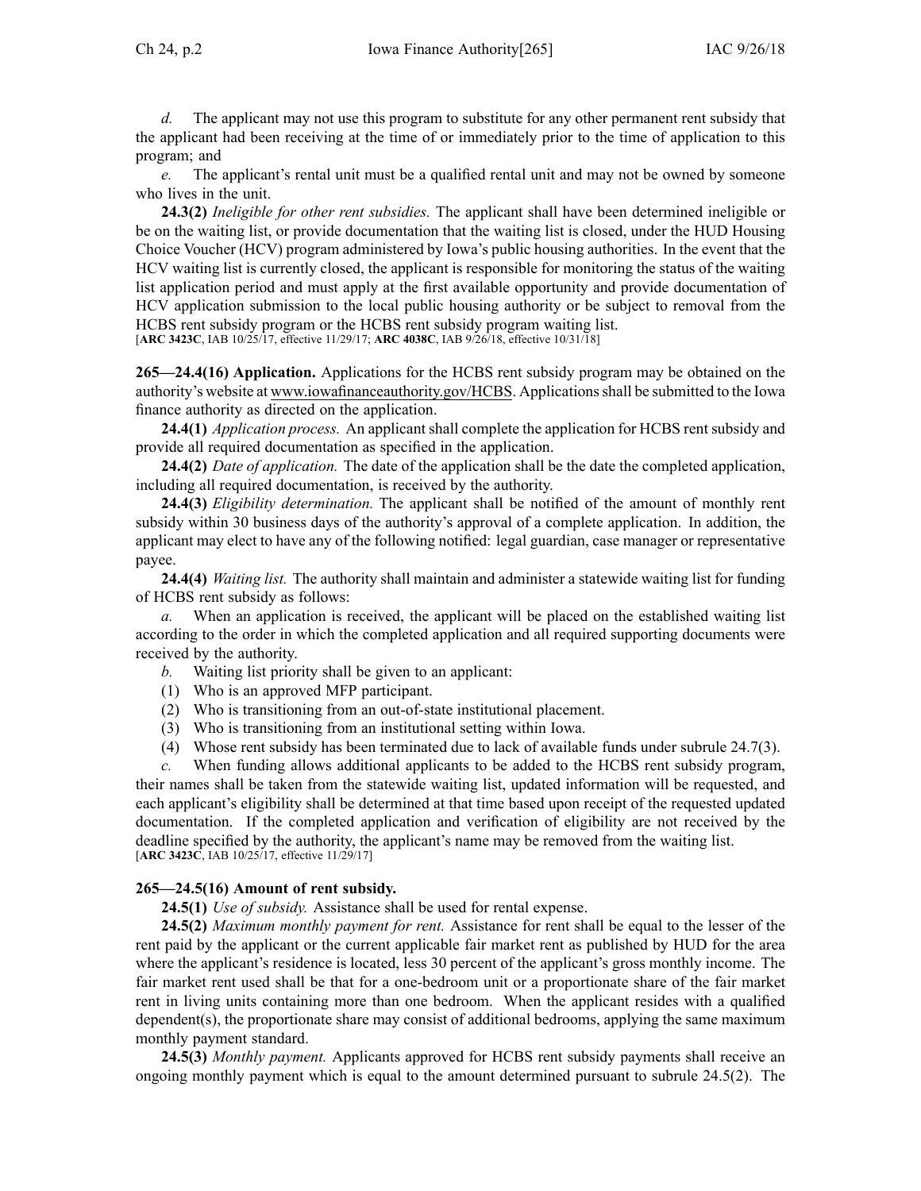*d.* The applicant may not use this program to substitute for any other permanent rent subsidy that the applicant had been receiving at the time of or immediately prior to the time of application to this program; and

*e.* The applicant's rental unit must be a qualified rental unit and may not be owned by someone who lives in the unit.

**24.3(2)** *Ineligible for other rent subsidies.* The applicant shall have been determined ineligible or be on the waiting list, or provide documentation that the waiting list is closed, under the HUD Housing Choice Voucher (HCV) program administered by Iowa's public housing authorities. In the event that the HCV waiting list is currently closed, the applicant is responsible for monitoring the status of the waiting list application period and must apply at the first available opportunity and provide documentation of HCV application submission to the local public housing authority or be subject to removal from the HCBS rent subsidy program or the HCBS rent subsidy program waiting list.
[**ARC 3423C**, IAB 10/25/17, effective 11/29/17; **ARC 4038C**, IAB 9/26/18, effective 10/31/18]

**265—24.4(16) Application.** Applications for the HCBS rent subsidy program may be obtained on the authority's website at www.iowafinanceauthority.gov/HCBS. Applications shall be submitted to the Iowa finance authority as directed on the application.

**24.4(1)** *Application process.* An applicant shall complete the application for HCBS rent subsidy and provide all required documentation as specified in the application.

**24.4(2)** *Date of application.* The date of the application shall be the date the completed application, including all required documentation, is received by the authority.

**24.4(3)** *Eligibility determination.* The applicant shall be notified of the amount of monthly rent subsidy within 30 business days of the authority's approval of a complete application. In addition, the applicant may elect to have any of the following notified: legal guardian, case manager or representative payee.

**24.4(4)** *Waiting list.* The authority shall maintain and administer a statewide waiting list for funding of HCBS rent subsidy as follows:

*a.* When an application is received, the applicant will be placed on the established waiting list according to the order in which the completed application and all required supporting documents were received by the authority.

*b.* Waiting list priority shall be given to an applicant:

(1) Who is an approved MFP participant.

(2) Who is transitioning from an out-of-state institutional placement.

(3) Who is transitioning from an institutional setting within Iowa.

(4) Whose rent subsidy has been terminated due to lack of available funds under subrule 24.7(3).

*c.* When funding allows additional applicants to be added to the HCBS rent subsidy program, their names shall be taken from the statewide waiting list, updated information will be requested, and each applicant's eligibility shall be determined at that time based upon receipt of the requested updated documentation. If the completed application and verification of eligibility are not received by the deadline specified by the authority, the applicant's name may be removed from the waiting list.
[**ARC 3423C**, IAB 10/25/17, effective 11/29/17]

**265—24.5(16) Amount of rent subsidy.**

**24.5(1)** *Use of subsidy.* Assistance shall be used for rental expense.

**24.5(2)** *Maximum monthly payment for rent.* Assistance for rent shall be equal to the lesser of the rent paid by the applicant or the current applicable fair market rent as published by HUD for the area where the applicant's residence is located, less 30 percent of the applicant's gross monthly income. The fair market rent used shall be that for a one-bedroom unit or a proportionate share of the fair market rent in living units containing more than one bedroom. When the applicant resides with a qualified dependent(s), the proportionate share may consist of additional bedrooms, applying the same maximum monthly payment standard.

**24.5(3)** *Monthly payment.* Applicants approved for HCBS rent subsidy payments shall receive an ongoing monthly payment which is equal to the amount determined pursuant to subrule 24.5(2). The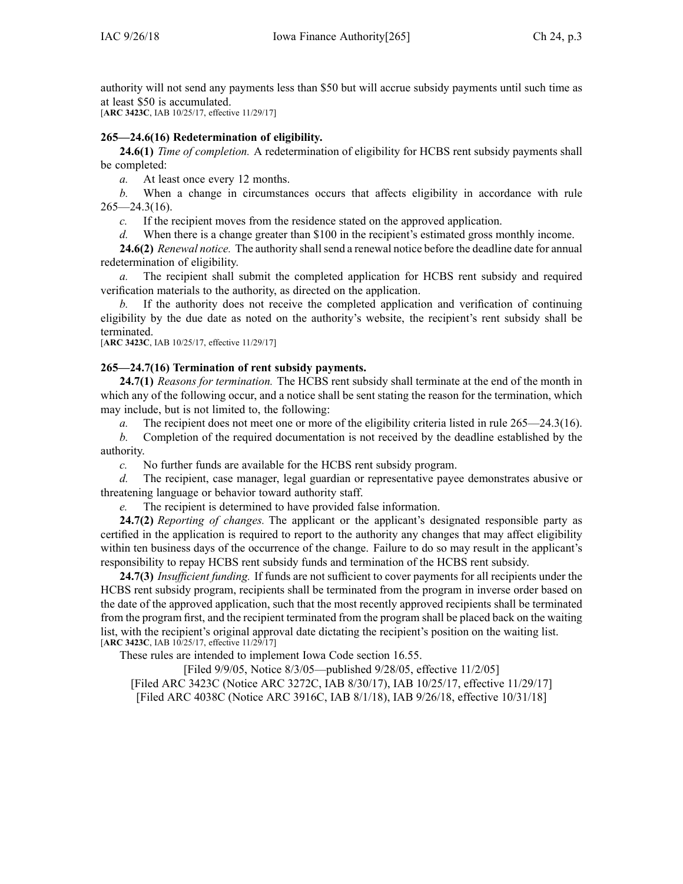authority will not send any payments less than $50 but will accrue subsidy payments until such time as at least $50 is accumulated.
[**ARC 3423C**, IAB 10/25/17, effective 11/29/17]

### 265—24.6(16) Redetermination of eligibility.

**24.6(1)** *Time of completion.* A redetermination of eligibility for HCBS rent subsidy payments shall be completed:

*a.* At least once every 12 months.

*b.* When a change in circumstances occurs that affects eligibility in accordance with rule 265—24.3(16).

*c.* If the recipient moves from the residence stated on the approved application.

*d.* When there is a change greater than $100 in the recipient's estimated gross monthly income.

**24.6(2)** *Renewal notice.* The authority shall send a renewal notice before the deadline date for annual redetermination of eligibility.

*a.* The recipient shall submit the completed application for HCBS rent subsidy and required verification materials to the authority, as directed on the application.

*b.* If the authority does not receive the completed application and verification of continuing eligibility by the due date as noted on the authority's website, the recipient's rent subsidy shall be terminated.
[**ARC 3423C**, IAB 10/25/17, effective 11/29/17]

### 265—24.7(16) Termination of rent subsidy payments.

**24.7(1)** *Reasons for termination.* The HCBS rent subsidy shall terminate at the end of the month in which any of the following occur, and a notice shall be sent stating the reason for the termination, which may include, but is not limited to, the following:

*a.* The recipient does not meet one or more of the eligibility criteria listed in rule 265—24.3(16).

*b.* Completion of the required documentation is not received by the deadline established by the authority.

*c.* No further funds are available for the HCBS rent subsidy program.

*d.* The recipient, case manager, legal guardian or representative payee demonstrates abusive or threatening language or behavior toward authority staff.

*e.* The recipient is determined to have provided false information.

**24.7(2)** *Reporting of changes.* The applicant or the applicant's designated responsible party as certified in the application is required to report to the authority any changes that may affect eligibility within ten business days of the occurrence of the change. Failure to do so may result in the applicant's responsibility to repay HCBS rent subsidy funds and termination of the HCBS rent subsidy.

**24.7(3)** *Insufficient funding.* If funds are not sufficient to cover payments for all recipients under the HCBS rent subsidy program, recipients shall be terminated from the program in inverse order based on the date of the approved application, such that the most recently approved recipients shall be terminated from the program first, and the recipient terminated from the program shall be placed back on the waiting list, with the recipient's original approval date dictating the recipient's position on the waiting list.
[**ARC 3423C**, IAB 10/25/17, effective 11/29/17]

These rules are intended to implement Iowa Code section 16.55.

[Filed 9/9/05, Notice 8/3/05—published 9/28/05, effective 11/2/05]
[Filed ARC 3423C (Notice ARC 3272C, IAB 8/30/17), IAB 10/25/17, effective 11/29/17]
[Filed ARC 4038C (Notice ARC 3916C, IAB 8/1/18), IAB 9/26/18, effective 10/31/18]